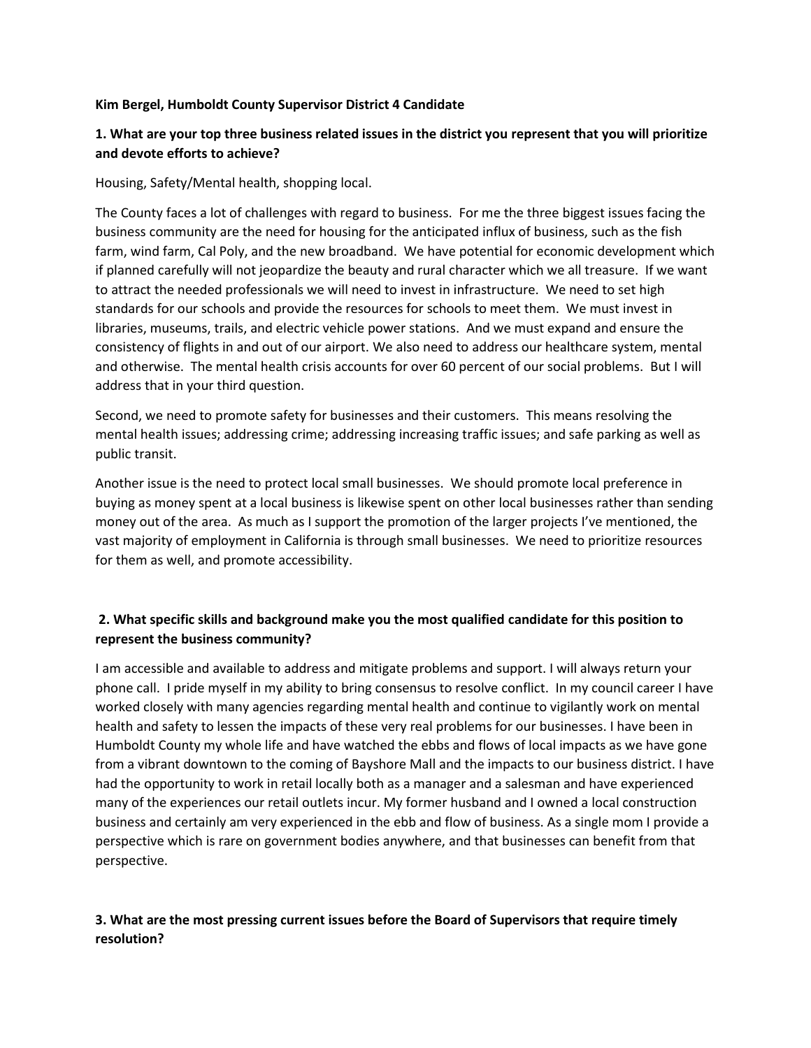**Kim Bergel, Humboldt County Supervisor District 4 Candidate**

**1. What are your top three business related issues in the district you represent that you will prioritize and devote efforts to achieve?**

Housing, Safety/Mental health, shopping local.

The County faces a lot of challenges with regard to business. For me the three biggest issues facing the business community are the need for housing for the anticipated influx of business, such as the fish farm, wind farm, Cal Poly, and the new broadband. We have potential for economic development which if planned carefully will not jeopardize the beauty and rural character which we all treasure. If we want to attract the needed professionals we will need to invest in infrastructure. We need to set high standards for our schools and provide the resources for schools to meet them. We must invest in libraries, museums, trails, and electric vehicle power stations. And we must expand and ensure the consistency of flights in and out of our airport. We also need to address our healthcare system, mental and otherwise. The mental health crisis accounts for over 60 percent of our social problems. But I will address that in your third question.

Second, we need to promote safety for businesses and their customers. This means resolving the mental health issues; addressing crime; addressing increasing traffic issues; and safe parking as well as public transit.

Another issue is the need to protect local small businesses. We should promote local preference in buying as money spent at a local business is likewise spent on other local businesses rather than sending money out of the area. As much as I support the promotion of the larger projects I've mentioned, the vast majority of employment in California is through small businesses. We need to prioritize resources for them as well, and promote accessibility.

**2. What specific skills and background make you the most qualified candidate for this position to represent the business community?**

I am accessible and available to address and mitigate problems and support. I will always return your phone call. I pride myself in my ability to bring consensus to resolve conflict. In my council career I have worked closely with many agencies regarding mental health and continue to vigilantly work on mental health and safety to lessen the impacts of these very real problems for our businesses. I have been in Humboldt County my whole life and have watched the ebbs and flows of local impacts as we have gone from a vibrant downtown to the coming of Bayshore Mall and the impacts to our business district. I have had the opportunity to work in retail locally both as a manager and a salesman and have experienced many of the experiences our retail outlets incur. My former husband and I owned a local construction business and certainly am very experienced in the ebb and flow of business. As a single mom I provide a perspective which is rare on government bodies anywhere, and that businesses can benefit from that perspective.

**3. What are the most pressing current issues before the Board of Supervisors that require timely resolution?**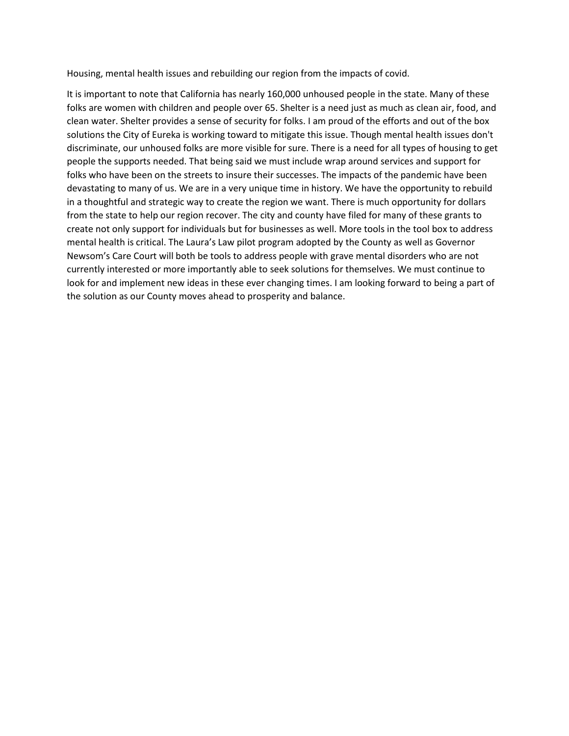Housing, mental health issues and rebuilding our region from the impacts of covid.

It is important to note that California has nearly 160,000 unhoused people in the state. Many of these folks are women with children and people over 65. Shelter is a need just as much as clean air, food, and clean water. Shelter provides a sense of security for folks. I am proud of the efforts and out of the box solutions the City of Eureka is working toward to mitigate this issue. Though mental health issues don't discriminate, our unhoused folks are more visible for sure. There is a need for all types of housing to get people the supports needed. That being said we must include wrap around services and support for folks who have been on the streets to insure their successes. The impacts of the pandemic have been devastating to many of us. We are in a very unique time in history. We have the opportunity to rebuild in a thoughtful and strategic way to create the region we want. There is much opportunity for dollars from the state to help our region recover. The city and county have filed for many of these grants to create not only support for individuals but for businesses as well. More tools in the tool box to address mental health is critical. The Laura's Law pilot program adopted by the County as well as Governor Newsom's Care Court will both be tools to address people with grave mental disorders who are not currently interested or more importantly able to seek solutions for themselves. We must continue to look for and implement new ideas in these ever changing times. I am looking forward to being a part of the solution as our County moves ahead to prosperity and balance.